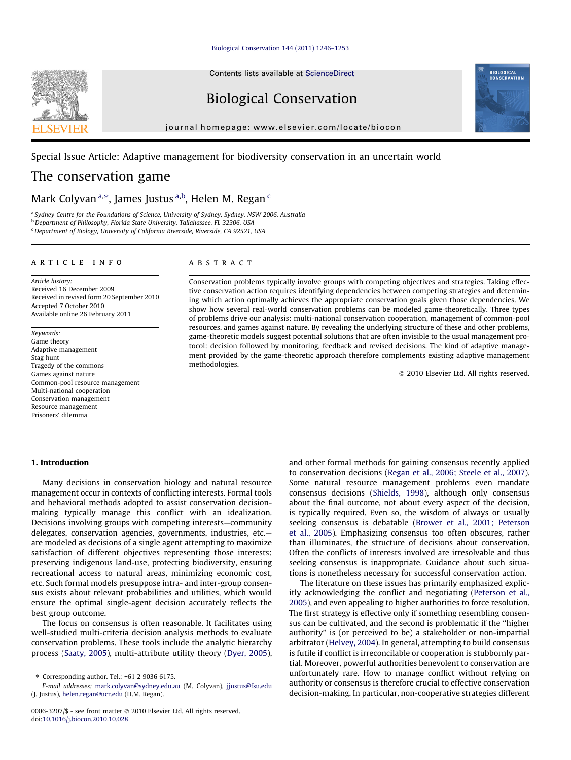Special Issue Article: Adaptive management for biodiversity conservation in an uncertain world

# The conservation game

Mark Colyvan [a,*], James Justus [a,b], Helen M. Regan [c]

[a] Sydney Centre for the Foundations of Science, University of Sydney, Sydney, NSW 2006, Australia
[b] Department of Philosophy, Florida State University, Tallahassee, FL 32306, USA
[c] Department of Biology, University of California Riverside, Riverside, CA 92521, USA

**ARTICLE INFO**

*Article history:*
Received 16 December 2009
Received in revised form 20 September 2010
Accepted 7 October 2010
Available online 26 February 2011

*Keywords:*
Game theory
Adaptive management
Stag hunt
Tragedy of the commons
Games against nature
Common-pool resource management
Multi-national cooperation
Conservation management
Resource management
Prisoners' dilemma

**ABSTRACT**

Conservation problems typically involve groups with competing objectives and strategies. Taking effective conservation action requires identifying dependencies between competing strategies and determining which action optimally achieves the appropriate conservation goals given those dependencies. We show how several real-world conservation problems can be modeled game-theoretically. Three types of problems drive our analysis: multi-national conservation cooperation, management of common-pool resources, and games against nature. By revealing the underlying structure of these and other problems, game-theoretic models suggest potential solutions that are often invisible to the usual management protocol: decision followed by monitoring, feedback and revised decisions. The kind of adaptive management provided by the game-theoretic approach therefore complements existing adaptive management methodologies.

© 2010 Elsevier Ltd. All rights reserved.

## 1. Introduction

Many decisions in conservation biology and natural resource management occur in contexts of conflicting interests. Formal tools and behavioral methods adopted to assist conservation decision-making typically manage this conflict with an idealization. Decisions involving groups with competing interests—community delegates, conservation agencies, governments, industries, etc.—are modeled as decisions of a single agent attempting to maximize satisfaction of different objectives representing those interests: preserving indigenous land-use, protecting biodiversity, ensuring recreational access to natural areas, minimizing economic cost, etc. Such formal models presuppose intra- and inter-group consensus exists about relevant probabilities and utilities, which would ensure the optimal single-agent decision accurately reflects the best group outcome.

The focus on consensus is often reasonable. It facilitates using well-studied multi-criteria decision analysis methods to evaluate conservation problems. These tools include the analytic hierarchy process (Saaty, 2005), multi-attribute utility theory (Dyer, 2005), and other formal methods for gaining consensus recently applied to conservation decisions (Regan et al., 2006; Steele et al., 2007). Some natural resource management problems even mandate consensus decisions (Shields, 1998), although only consensus about the final outcome, not about every aspect of the decision, is typically required. Even so, the wisdom of always or usually seeking consensus is debatable (Brower et al., 2001; Peterson et al., 2005). Emphasizing consensus too often obscures, rather than illuminates, the structure of decisions about conservation. Often the conflicts of interests involved are irresolvable and thus seeking consensus is inappropriate. Guidance about such situations is nonetheless necessary for successful conservation action.

The literature on these issues has primarily emphasized explicitly acknowledging the conflict and negotiating (Peterson et al., 2005), and even appealing to higher authorities to force resolution. The first strategy is effective only if something resembling consensus can be cultivated, and the second is problematic if the "higher authority" is (or perceived to be) a stakeholder or non-impartial arbitrator (Helvey, 2004). In general, attempting to build consensus is futile if conflict is irreconcilable or cooperation is stubbornly partial. Moreover, powerful authorities benevolent to conservation are unfortunately rare. How to manage conflict without relying on authority or consensus is therefore crucial to effective conservation decision-making. In particular, non-cooperative strategies different

* Corresponding author. Tel.: +61 2 9036 6175.
E-mail addresses: mark.colyvan@sydney.edu.au (M. Colyvan), jjustus@fsu.edu (J. Justus), helen.regan@ucr.edu (H.M. Regan).

0006-3207/$ - see front matter © 2010 Elsevier Ltd. All rights reserved.
doi:10.1016/j.biocon.2010.10.028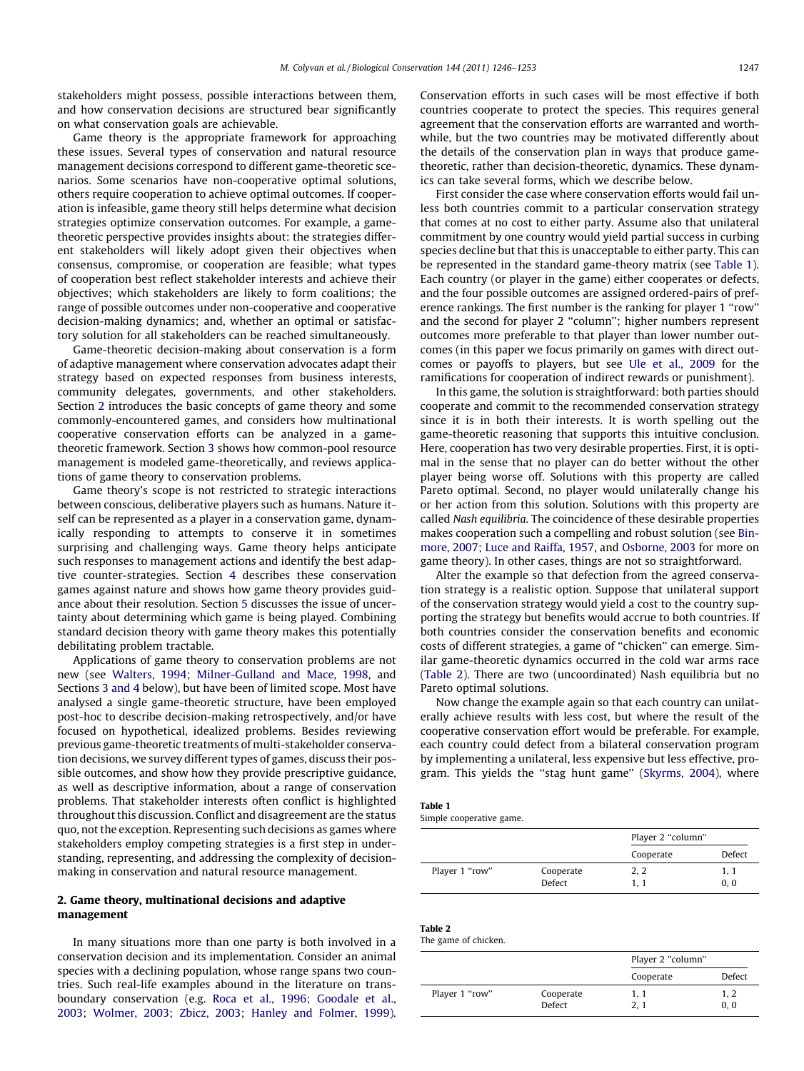stakeholders might possess, possible interactions between them, and how conservation decisions are structured bear significantly on what conservation goals are achievable.

Game theory is the appropriate framework for approaching these issues. Several types of conservation and natural resource management decisions correspond to different game-theoretic scenarios. Some scenarios have non-cooperative optimal solutions, others require cooperation to achieve optimal outcomes. If cooperation is infeasible, game theory still helps determine what decision strategies optimize conservation outcomes. For example, a game-theoretic perspective provides insights about: the strategies different stakeholders will likely adopt given their objectives when consensus, compromise, or cooperation are feasible; what types of cooperation best reflect stakeholder interests and achieve their objectives; which stakeholders are likely to form coalitions; the range of possible outcomes under non-cooperative and cooperative decision-making dynamics; and, whether an optimal or satisfactory solution for all stakeholders can be reached simultaneously.

Game-theoretic decision-making about conservation is a form of adaptive management where conservation advocates adapt their strategy based on expected responses from business interests, community delegates, governments, and other stakeholders. Section 2 introduces the basic concepts of game theory and some commonly-encountered games, and considers how multinational cooperative conservation efforts can be analyzed in a game-theoretic framework. Section 3 shows how common-pool resource management is modeled game-theoretically, and reviews applications of game theory to conservation problems.

Game theory's scope is not restricted to strategic interactions between conscious, deliberative players such as humans. Nature itself can be represented as a player in a conservation game, dynamically responding to attempts to conserve it in sometimes surprising and challenging ways. Game theory helps anticipate such responses to management actions and identify the best adaptive counter-strategies. Section 4 describes these conservation games against nature and shows how game theory provides guidance about their resolution. Section 5 discusses the issue of uncertainty about determining which game is being played. Combining standard decision theory with game theory makes this potentially debilitating problem tractable.

Applications of game theory to conservation problems are not new (see Walters, 1994; Milner-Gulland and Mace, 1998, and Sections 3 and 4 below), but have been of limited scope. Most have analysed a single game-theoretic structure, have been employed post-hoc to describe decision-making retrospectively, and/or have focused on hypothetical, idealized problems. Besides reviewing previous game-theoretic treatments of multi-stakeholder conservation decisions, we survey different types of games, discuss their possible outcomes, and show how they provide prescriptive guidance, as well as descriptive information, about a range of conservation problems. That stakeholder interests often conflict is highlighted throughout this discussion. Conflict and disagreement are the status quo, not the exception. Representing such decisions as games where stakeholders employ competing strategies is a first step in understanding, representing, and addressing the complexity of decision-making in conservation and natural resource management.

## 2. Game theory, multinational decisions and adaptive management

In many situations more than one party is both involved in a conservation decision and its implementation. Consider an animal species with a declining population, whose range spans two countries. Such real-life examples abound in the literature on transboundary conservation (e.g. Roca et al., 1996; Goodale et al., 2003; Wolmer, 2003; Zbicz, 2003; Hanley and Folmer, 1999). Conservation efforts in such cases will be most effective if both countries cooperate to protect the species. This requires general agreement that the conservation efforts are warranted and worthwhile, but the two countries may be motivated differently about the details of the conservation plan in ways that produce game-theoretic, rather than decision-theoretic, dynamics. These dynamics can take several forms, which we describe below.

First consider the case where conservation efforts would fail unless both countries commit to a particular conservation strategy that comes at no cost to either party. Assume also that unilateral commitment by one country would yield partial success in curbing species decline but that this is unacceptable to either party. This can be represented in the standard game-theory matrix (see Table 1). Each country (or player in the game) either cooperates or defects, and the four possible outcomes are assigned ordered-pairs of preference rankings. The first number is the ranking for player 1 "row" and the second for player 2 "column"; higher numbers represent outcomes more preferable to that player than lower number outcomes (in this paper we focus primarily on games with direct outcomes or payoffs to players, but see Ule et al., 2009 for the ramifications for cooperation of indirect rewards or punishment).

In this game, the solution is straightforward: both parties should cooperate and commit to the recommended conservation strategy since it is in both their interests. It is worth spelling out the game-theoretic reasoning that supports this intuitive conclusion. Here, cooperation has two very desirable properties. First, it is optimal in the sense that no player can do better without the other player being worse off. Solutions with this property are called Pareto optimal. Second, no player would unilaterally change his or her action from this solution. Solutions with this property are called *Nash equilibria*. The coincidence of these desirable properties makes cooperation such a compelling and robust solution (see Binmore, 2007; Luce and Raiffa, 1957, and Osborne, 2003 for more on game theory). In other cases, things are not so straightforward.

Alter the example so that defection from the agreed conservation strategy is a realistic option. Suppose that unilateral support of the conservation strategy would yield a cost to the country supporting the strategy but benefits would accrue to both countries. If both countries consider the conservation benefits and economic costs of different strategies, a game of "chicken" can emerge. Similar game-theoretic dynamics occurred in the cold war arms race (Table 2). There are two (uncoordinated) Nash equilibria but no Pareto optimal solutions.

Now change the example again so that each country can unilaterally achieve results with less cost, but where the result of the cooperative conservation effort would be preferable. For example, each country could defect from a bilateral conservation program by implementing a unilateral, less expensive but less effective, program. This yields the "stag hunt game" (Skyrms, 2004), where

**Table 1**
Simple cooperative game.

| | | Player 2 "column" | |
|---|---|---|---|
| | | Cooperate | Defect |
| Player 1 "row" | Cooperate | 2, 2 | 1, 1 |
| | Defect | 1, 1 | 0, 0 |

**Table 2**
The game of chicken.

| | | Player 2 "column" | |
|---|---|---|---|
| | | Cooperate | Defect |
| Player 1 "row" | Cooperate | 1, 1 | 1, 2 |
| | Defect | 2, 1 | 0, 0 |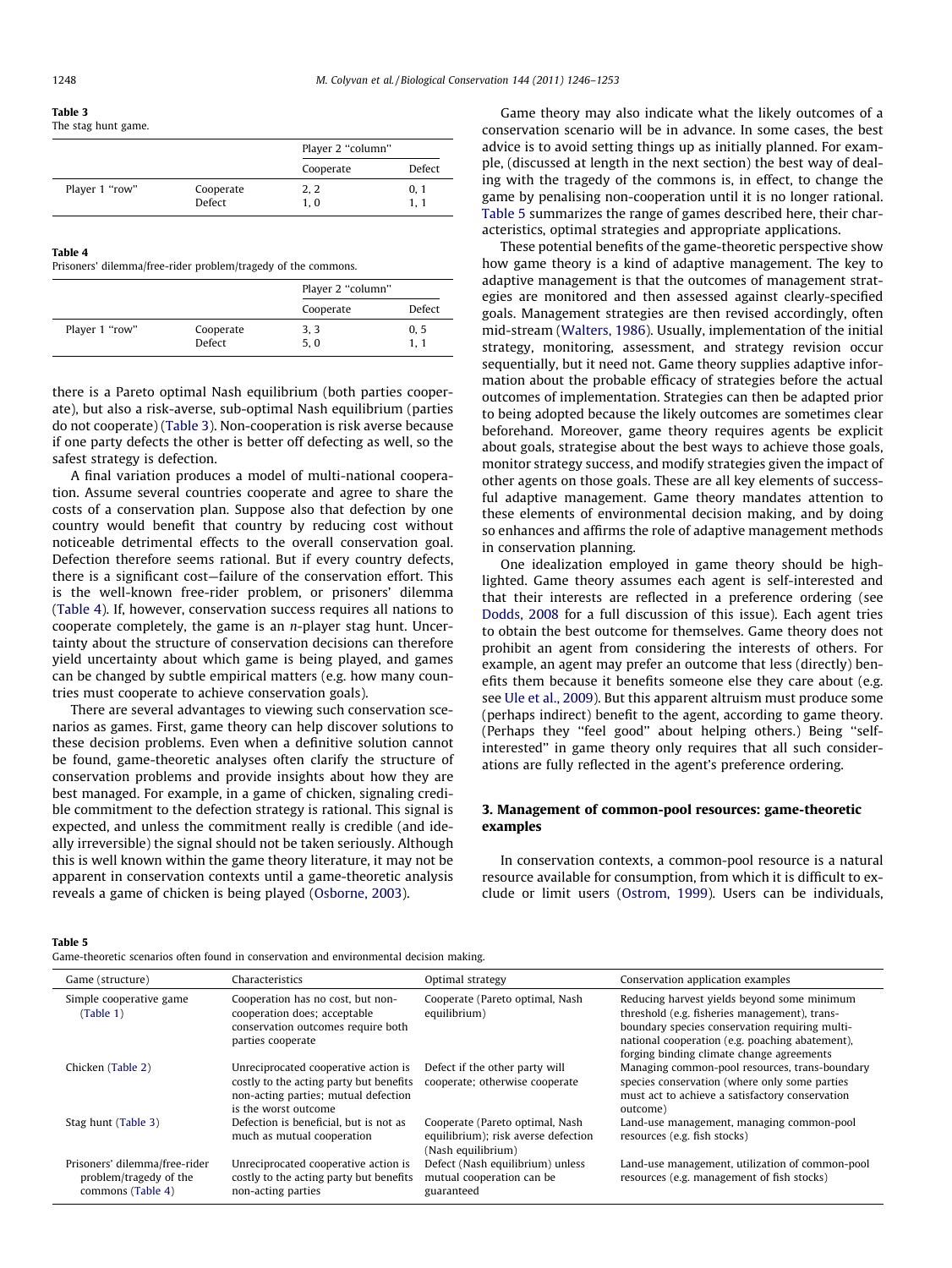**Table 3**
The stag hunt game.

| | | Player 2 "column" | |
|---|---|---|---|
| | | Cooperate | Defect |
| Player 1 "row" | Cooperate | 2, 2 | 0, 1 |
| | Defect | 1, 0 | 1, 1 |

**Table 4**
Prisoners' dilemma/free-rider problem/tragedy of the commons.

| | | Player 2 "column" | |
|---|---|---|---|
| | | Cooperate | Defect |
| Player 1 "row" | Cooperate | 3, 3 | 0, 5 |
| | Defect | 5, 0 | 1, 1 |

there is a Pareto optimal Nash equilibrium (both parties cooperate), but also a risk-averse, sub-optimal Nash equilibrium (parties do not cooperate) (Table 3). Non-cooperation is risk averse because if one party defects the other is better off defecting as well, so the safest strategy is defection.

A final variation produces a model of multi-national cooperation. Assume several countries cooperate and agree to share the costs of a conservation plan. Suppose also that defection by one country would benefit that country by reducing cost without noticeable detrimental effects to the overall conservation goal. Defection therefore seems rational. But if every country defects, there is a significant cost—failure of the conservation effort. This is the well-known free-rider problem, or prisoners' dilemma (Table 4). If, however, conservation success requires all nations to cooperate completely, the game is an *n*-player stag hunt. Uncertainty about the structure of conservation decisions can therefore yield uncertainty about which game is being played, and games can be changed by subtle empirical matters (e.g. how many countries must cooperate to achieve conservation goals).

There are several advantages to viewing such conservation scenarios as games. First, game theory can help discover solutions to these decision problems. Even when a definitive solution cannot be found, game-theoretic analyses often clarify the structure of conservation problems and provide insights about how they are best managed. For example, in a game of chicken, signaling credible commitment to the defection strategy is rational. This signal is expected, and unless the commitment really is credible (and ideally irreversible) the signal should not be taken seriously. Although this is well known within the game theory literature, it may not be apparent in conservation contexts until a game-theoretic analysis reveals a game of chicken is being played (Osborne, 2003).

Game theory may also indicate what the likely outcomes of a conservation scenario will be in advance. In some cases, the best advice is to avoid setting things up as initially planned. For example, (discussed at length in the next section) the best way of dealing with the tragedy of the commons is, in effect, to change the game by penalising non-cooperation until it is no longer rational. Table 5 summarizes the range of games described here, their characteristics, optimal strategies and appropriate applications.

These potential benefits of the game-theoretic perspective show how game theory is a kind of adaptive management. The key to adaptive management is that the outcomes of management strategies are monitored and then assessed against clearly-specified goals. Management strategies are then revised accordingly, often mid-stream (Walters, 1986). Usually, implementation of the initial strategy, monitoring, assessment, and strategy revision occur sequentially, but it need not. Game theory supplies adaptive information about the probable efficacy of strategies before the actual outcomes of implementation. Strategies can then be adapted prior to being adopted because the likely outcomes are sometimes clear beforehand. Moreover, game theory requires agents be explicit about goals, strategise about the best ways to achieve those goals, monitor strategy success, and modify strategies given the impact of other agents on those goals. These are all key elements of successful adaptive management. Game theory mandates attention to these elements of environmental decision making, and by doing so enhances and affirms the role of adaptive management methods in conservation planning.

One idealization employed in game theory should be highlighted. Game theory assumes each agent is self-interested and that their interests are reflected in a preference ordering (see Dodds, 2008 for a full discussion of this issue). Each agent tries to obtain the best outcome for themselves. Game theory does not prohibit an agent from considering the interests of others. For example, an agent may prefer an outcome that less (directly) benefits them because it benefits someone else they care about (e.g. see Ule et al., 2009). But this apparent altruism must produce some (perhaps indirect) benefit to the agent, according to game theory. (Perhaps they "feel good" about helping others.) Being "self-interested" in game theory only requires that all such considerations are fully reflected in the agent's preference ordering.

## 3. Management of common-pool resources: game-theoretic examples

In conservation contexts, a common-pool resource is a natural resource available for consumption, from which it is difficult to exclude or limit users (Ostrom, 1999). Users can be individuals,

**Table 5**
Game-theoretic scenarios often found in conservation and environmental decision making.

| Game (structure) | Characteristics | Optimal strategy | Conservation application examples |
|---|---|---|---|
| Simple cooperative game (Table 1) | Cooperation has no cost, but non-cooperation does; acceptable conservation outcomes require both parties cooperate | Cooperate (Pareto optimal, Nash equilibrium) | Reducing harvest yields beyond some minimum threshold (e.g. fisheries management), trans-boundary species conservation requiring multi-national cooperation (e.g. poaching abatement), forging binding climate change agreements |
| Chicken (Table 2) | Unreciprocated cooperative action is costly to the acting party but benefits non-acting parties; mutual defection is the worst outcome | Defect if the other party will cooperate; otherwise cooperate | Managing common-pool resources, trans-boundary species conservation (where only some parties must act to achieve a satisfactory conservation outcome) |
| Stag hunt (Table 3) | Defection is beneficial, but is not as much as mutual cooperation | Cooperate (Pareto optimal, Nash equilibrium); risk averse defection (Nash equilibrium) | Land-use management, managing common-pool resources (e.g. fish stocks) |
| Prisoners' dilemma/free-rider problem/tragedy of the commons (Table 4) | Unreciprocated cooperative action is costly to the acting party but benefits non-acting parties | Defect (Nash equilibrium) unless mutual cooperation can be guaranteed | Land-use management, utilization of common-pool resources (e.g. management of fish stocks) |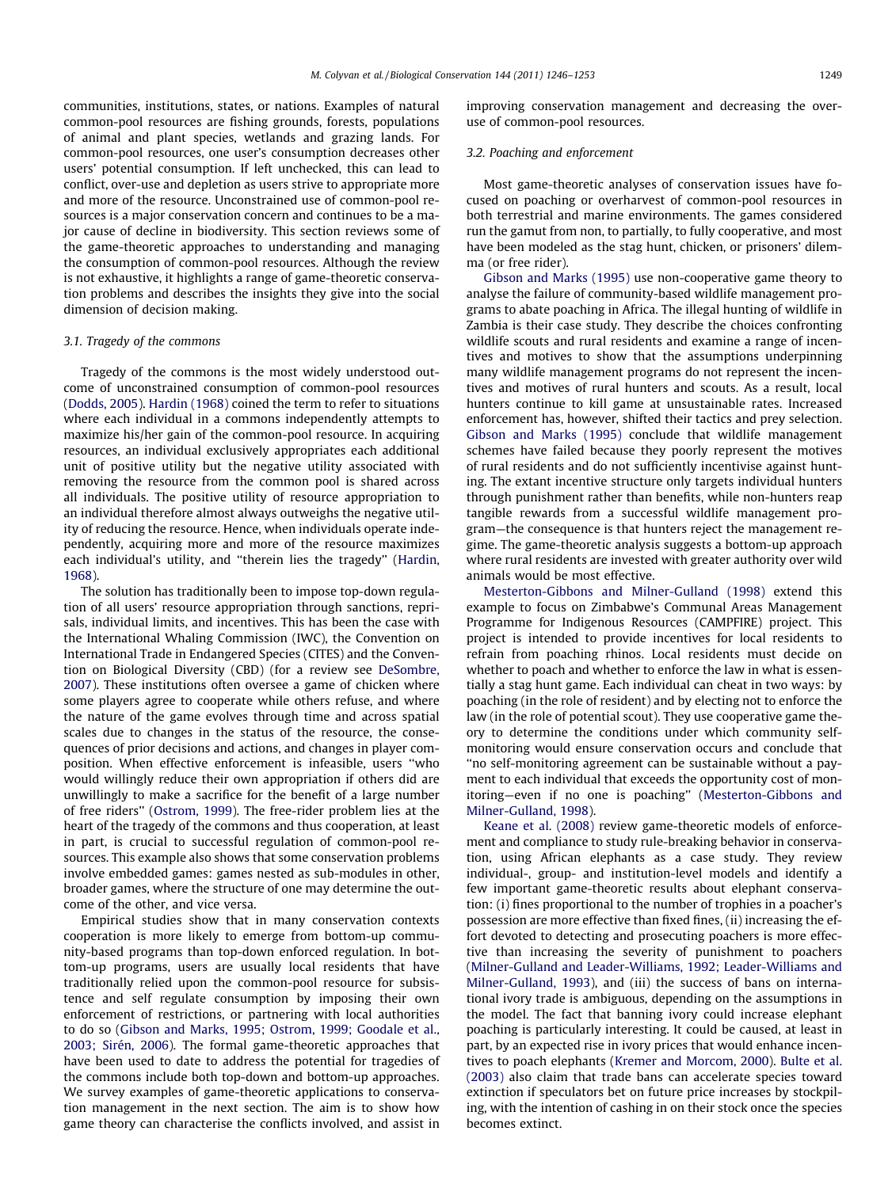communities, institutions, states, or nations. Examples of natural common-pool resources are fishing grounds, forests, populations of animal and plant species, wetlands and grazing lands. For common-pool resources, one user's consumption decreases other users' potential consumption. If left unchecked, this can lead to conflict, over-use and depletion as users strive to appropriate more and more of the resource. Unconstrained use of common-pool resources is a major conservation concern and continues to be a major cause of decline in biodiversity. This section reviews some of the game-theoretic approaches to understanding and managing the consumption of common-pool resources. Although the review is not exhaustive, it highlights a range of game-theoretic conservation problems and describes the insights they give into the social dimension of decision making.

### 3.1. Tragedy of the commons

Tragedy of the commons is the most widely understood outcome of unconstrained consumption of common-pool resources (Dodds, 2005). Hardin (1968) coined the term to refer to situations where each individual in a commons independently attempts to maximize his/her gain of the common-pool resource. In acquiring resources, an individual exclusively appropriates each additional unit of positive utility but the negative utility associated with removing the resource from the common pool is shared across all individuals. The positive utility of resource appropriation to an individual therefore almost always outweighs the negative utility of reducing the resource. Hence, when individuals operate independently, acquiring more and more of the resource maximizes each individual's utility, and "therein lies the tragedy" (Hardin, 1968).

The solution has traditionally been to impose top-down regulation of all users' resource appropriation through sanctions, reprisals, individual limits, and incentives. This has been the case with the International Whaling Commission (IWC), the Convention on International Trade in Endangered Species (CITES) and the Convention on Biological Diversity (CBD) (for a review see DeSombre, 2007). These institutions often oversee a game of chicken where some players agree to cooperate while others refuse, and where the nature of the game evolves through time and across spatial scales due to changes in the status of the resource, the consequences of prior decisions and actions, and changes in player composition. When effective enforcement is infeasible, users "who would willingly reduce their own appropriation if others did are unwillingly to make a sacrifice for the benefit of a large number of free riders" (Ostrom, 1999). The free-rider problem lies at the heart of the tragedy of the commons and thus cooperation, at least in part, is crucial to successful regulation of common-pool resources. This example also shows that some conservation problems involve embedded games: games nested as sub-modules in other, broader games, where the structure of one may determine the outcome of the other, and vice versa.

Empirical studies show that in many conservation contexts cooperation is more likely to emerge from bottom-up community-based programs than top-down enforced regulation. In bottom-up programs, users are usually local residents that have traditionally relied upon the common-pool resource for subsistence and self regulate consumption by imposing their own enforcement of restrictions, or partnering with local authorities to do so (Gibson and Marks, 1995; Ostrom, 1999; Goodale et al., 2003; Sirén, 2006). The formal game-theoretic approaches that have been used to date to address the potential for tragedies of the commons include both top-down and bottom-up approaches. We survey examples of game-theoretic applications to conservation management in the next section. The aim is to show how game theory can characterise the conflicts involved, and assist in improving conservation management and decreasing the overuse of common-pool resources.

### 3.2. Poaching and enforcement

Most game-theoretic analyses of conservation issues have focused on poaching or overharvest of common-pool resources in both terrestrial and marine environments. The games considered run the gamut from non, to partially, to fully cooperative, and most have been modeled as the stag hunt, chicken, or prisoners' dilemma (or free rider).

Gibson and Marks (1995) use non-cooperative game theory to analyse the failure of community-based wildlife management programs to abate poaching in Africa. The illegal hunting of wildlife in Zambia is their case study. They describe the choices confronting wildlife scouts and rural residents and examine a range of incentives and motives to show that the assumptions underpinning many wildlife management programs do not represent the incentives and motives of rural hunters and scouts. As a result, local hunters continue to kill game at unsustainable rates. Increased enforcement has, however, shifted their tactics and prey selection. Gibson and Marks (1995) conclude that wildlife management schemes have failed because they poorly represent the motives of rural residents and do not sufficiently incentivise against hunting. The extant incentive structure only targets individual hunters through punishment rather than benefits, while non-hunters reap tangible rewards from a successful wildlife management program—the consequence is that hunters reject the management regime. The game-theoretic analysis suggests a bottom-up approach where rural residents are invested with greater authority over wild animals would be most effective.

Mesterton-Gibbons and Milner-Gulland (1998) extend this example to focus on Zimbabwe's Communal Areas Management Programme for Indigenous Resources (CAMPFIRE) project. This project is intended to provide incentives for local residents to refrain from poaching rhinos. Local residents must decide on whether to poach and whether to enforce the law in what is essentially a stag hunt game. Each individual can cheat in two ways: by poaching (in the role of resident) and by electing not to enforce the law (in the role of potential scout). They use cooperative game theory to determine the conditions under which community self-monitoring would ensure conservation occurs and conclude that "no self-monitoring agreement can be sustainable without a payment to each individual that exceeds the opportunity cost of monitoring—even if no one is poaching" (Mesterton-Gibbons and Milner-Gulland, 1998).

Keane et al. (2008) review game-theoretic models of enforcement and compliance to study rule-breaking behavior in conservation, using African elephants as a case study. They review individual-, group- and institution-level models and identify a few important game-theoretic results about elephant conservation: (i) fines proportional to the number of trophies in a poacher's possession are more effective than fixed fines, (ii) increasing the effort devoted to detecting and prosecuting poachers is more effective than increasing the severity of punishment to poachers (Milner-Gulland and Leader-Williams, 1992; Leader-Williams and Milner-Gulland, 1993), and (iii) the success of bans on international ivory trade is ambiguous, depending on the assumptions in the model. The fact that banning ivory could increase elephant poaching is particularly interesting. It could be caused, at least in part, by an expected rise in ivory prices that would enhance incentives to poach elephants (Kremer and Morcom, 2000). Bulte et al. (2003) also claim that trade bans can accelerate species toward extinction if speculators bet on future price increases by stockpiling, with the intention of cashing in on their stock once the species becomes extinct.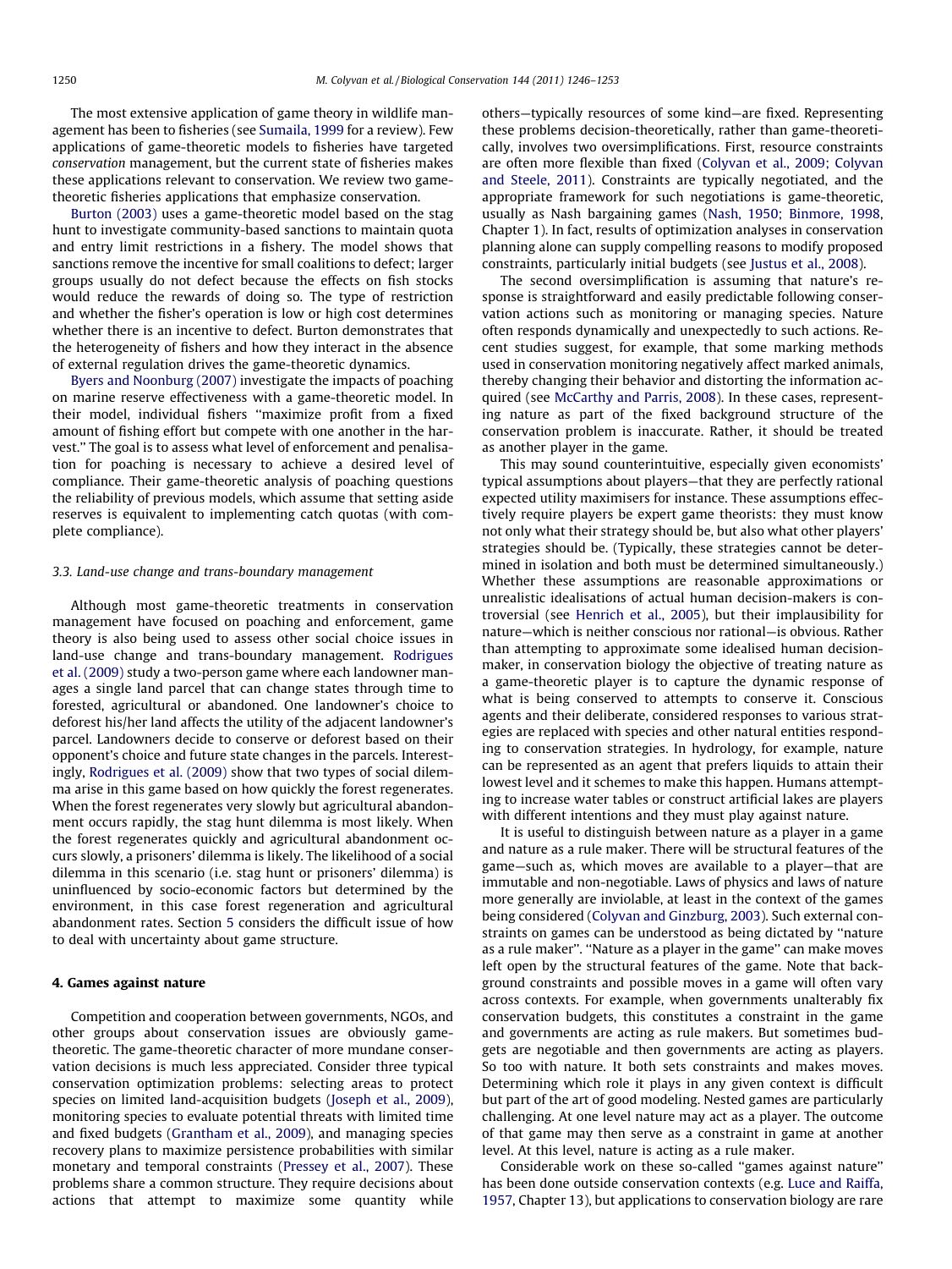The most extensive application of game theory in wildlife management has been to fisheries (see Sumaila, 1999 for a review). Few applications of game-theoretic models to fisheries have targeted *conservation* management, but the current state of fisheries makes these applications relevant to conservation. We review two game-theoretic fisheries applications that emphasize conservation.

Burton (2003) uses a game-theoretic model based on the stag hunt to investigate community-based sanctions to maintain quota and entry limit restrictions in a fishery. The model shows that sanctions remove the incentive for small coalitions to defect; larger groups usually do not defect because the effects on fish stocks would reduce the rewards of doing so. The type of restriction and whether the fisher's operation is low or high cost determines whether there is an incentive to defect. Burton demonstrates that the heterogeneity of fishers and how they interact in the absence of external regulation drives the game-theoretic dynamics.

Byers and Noonburg (2007) investigate the impacts of poaching on marine reserve effectiveness with a game-theoretic model. In their model, individual fishers "maximize profit from a fixed amount of fishing effort but compete with one another in the harvest." The goal is to assess what level of enforcement and penalisation for poaching is necessary to achieve a desired level of compliance. Their game-theoretic analysis of poaching questions the reliability of previous models, which assume that setting aside reserves is equivalent to implementing catch quotas (with complete compliance).

### 3.3. Land-use change and trans-boundary management

Although most game-theoretic treatments in conservation management have focused on poaching and enforcement, game theory is also being used to assess other social choice issues in land-use change and trans-boundary management. Rodrigues et al. (2009) study a two-person game where each landowner manages a single land parcel that can change states through time to forested, agricultural or abandoned. One landowner's choice to deforest his/her land affects the utility of the adjacent landowner's parcel. Landowners decide to conserve or deforest based on their opponent's choice and future state changes in the parcels. Interestingly, Rodrigues et al. (2009) show that two types of social dilemma arise in this game based on how quickly the forest regenerates. When the forest regenerates very slowly but agricultural abandonment occurs rapidly, the stag hunt dilemma is most likely. When the forest regenerates quickly and agricultural abandonment occurs slowly, a prisoners' dilemma is likely. The likelihood of a social dilemma in this scenario (i.e. stag hunt or prisoners' dilemma) is uninfluenced by socio-economic factors but determined by the environment, in this case forest regeneration and agricultural abandonment rates. Section 5 considers the difficult issue of how to deal with uncertainty about game structure.

## 4. Games against nature

Competition and cooperation between governments, NGOs, and other groups about conservation issues are obviously game-theoretic. The game-theoretic character of more mundane conservation decisions is much less appreciated. Consider three typical conservation optimization problems: selecting areas to protect species on limited land-acquisition budgets (Joseph et al., 2009), monitoring species to evaluate potential threats with limited time and fixed budgets (Grantham et al., 2009), and managing species recovery plans to maximize persistence probabilities with similar monetary and temporal constraints (Pressey et al., 2007). These problems share a common structure. They require decisions about actions that attempt to maximize some quantity while others—typically resources of some kind—are fixed. Representing these problems decision-theoretically, rather than game-theoretically, involves two oversimplifications. First, resource constraints are often more flexible than fixed (Colyvan et al., 2009; Colyvan and Steele, 2011). Constraints are typically negotiated, and the appropriate framework for such negotiations is game-theoretic, usually as Nash bargaining games (Nash, 1950; Binmore, 1998, Chapter 1). In fact, results of optimization analyses in conservation planning alone can supply compelling reasons to modify proposed constraints, particularly initial budgets (see Justus et al., 2008).

The second oversimplification is assuming that nature's response is straightforward and easily predictable following conservation actions such as monitoring or managing species. Nature often responds dynamically and unexpectedly to such actions. Recent studies suggest, for example, that some marking methods used in conservation monitoring negatively affect marked animals, thereby changing their behavior and distorting the information acquired (see McCarthy and Parris, 2008). In these cases, representing nature as part of the fixed background structure of the conservation problem is inaccurate. Rather, it should be treated as another player in the game.

This may sound counterintuitive, especially given economists' typical assumptions about players—that they are perfectly rational expected utility maximisers for instance. These assumptions effectively require players be expert game theorists: they must know not only what their strategy should be, but also what other players' strategies should be. (Typically, these strategies cannot be determined in isolation and both must be determined simultaneously.) Whether these assumptions are reasonable approximations or unrealistic idealisations of actual human decision-makers is controversial (see Henrich et al., 2005), but their implausibility for nature—which is neither conscious nor rational—is obvious. Rather than attempting to approximate some idealised human decision-maker, in conservation biology the objective of treating nature as a game-theoretic player is to capture the dynamic response of what is being conserved to attempts to conserve it. Conscious agents and their deliberate, considered responses to various strategies are replaced with species and other natural entities responding to conservation strategies. In hydrology, for example, nature can be represented as an agent that prefers liquids to attain their lowest level and it schemes to make this happen. Humans attempting to increase water tables or construct artificial lakes are players with different intentions and they must play against nature.

It is useful to distinguish between nature as a player in a game and nature as a rule maker. There will be structural features of the game—such as, which moves are available to a player—that are immutable and non-negotiable. Laws of physics and laws of nature more generally are inviolable, at least in the context of the games being considered (Colyvan and Ginzburg, 2003). Such external constraints on games can be understood as being dictated by "nature as a rule maker". "Nature as a player in the game" can make moves left open by the structural features of the game. Note that background constraints and possible moves in a game will often vary across contexts. For example, when governments unalterably fix conservation budgets, this constitutes a constraint in the game and governments are acting as rule makers. But sometimes budgets are negotiable and then governments are acting as players. So too with nature. It both sets constraints and makes moves. Determining which role it plays in any given context is difficult but part of the art of good modeling. Nested games are particularly challenging. At one level nature may act as a player. The outcome of that game may then serve as a constraint in game at another level. At this level, nature is acting as a rule maker.

Considerable work on these so-called "games against nature" has been done outside conservation contexts (e.g. Luce and Raiffa, 1957, Chapter 13), but applications to conservation biology are rare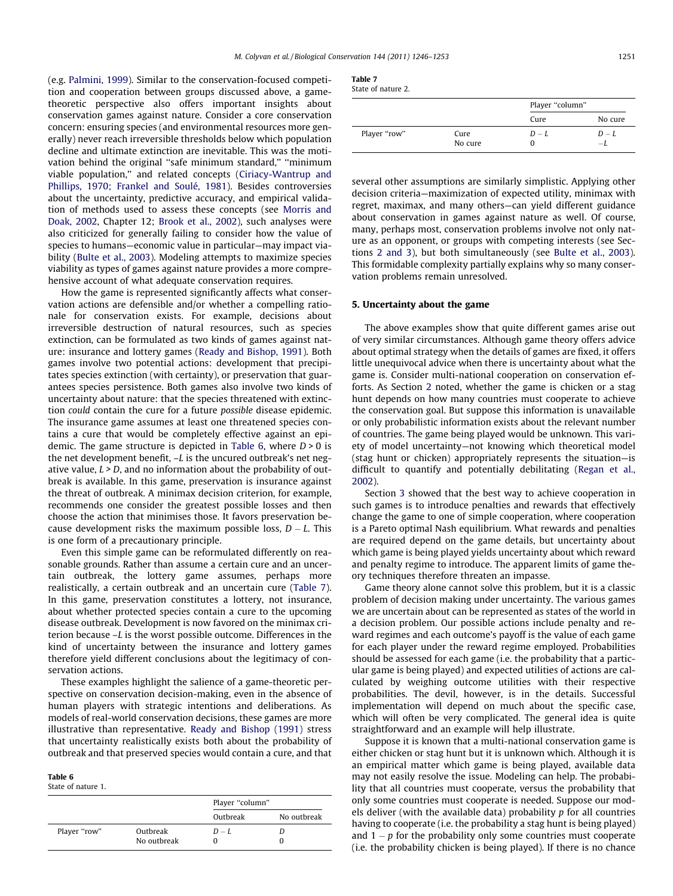(e.g. Palmini, 1999). Similar to the conservation-focused competition and cooperation between groups discussed above, a game-theoretic perspective also offers important insights about conservation games against nature. Consider a core conservation concern: ensuring species (and environmental resources more generally) never reach irreversible thresholds below which population decline and ultimate extinction are inevitable. This was the motivation behind the original "safe minimum standard," "minimum viable population," and related concepts (Ciriacy-Wantrup and Phillips, 1970; Frankel and Soulé, 1981). Besides controversies about the uncertainty, predictive accuracy, and empirical validation of methods used to assess these concepts (see Morris and Doak, 2002, Chapter 12; Brook et al., 2002), such analyses were also criticized for generally failing to consider how the value of species to humans—economic value in particular—may impact viability (Bulte et al., 2003). Modeling attempts to maximize species viability as types of games against nature provides a more comprehensive account of what adequate conservation requires.

How the game is represented significantly affects what conservation actions are defensible and/or whether a compelling rationale for conservation exists. For example, decisions about irreversible destruction of natural resources, such as species extinction, can be formulated as two kinds of games against nature: insurance and lottery games (Ready and Bishop, 1991). Both games involve two potential actions: development that precipitates species extinction (with certainty), or preservation that guarantees species persistence. Both games also involve two kinds of uncertainty about nature: that the species threatened with extinction *could* contain the cure for a future *possible* disease epidemic. The insurance game assumes at least one threatened species contains a cure that would be completely effective against an epidemic. The game structure is depicted in Table 6, where $D > 0$ is the net development benefit, $-L$ is the uncured outbreak's net negative value, $L > D$, and no information about the probability of outbreak is available. In this game, preservation is insurance against the threat of outbreak. A minimax decision criterion, for example, recommends one consider the greatest possible losses and then choose the action that minimises those. It favors preservation because development risks the maximum possible loss, $D - L$. This is one form of a precautionary principle.

Even this simple game can be reformulated differently on reasonable grounds. Rather than assume a certain cure and an uncertain outbreak, the lottery game assumes, perhaps more realistically, a certain outbreak and an uncertain cure (Table 7). In this game, preservation constitutes a lottery, not insurance, about whether protected species contain a cure to the upcoming disease outbreak. Development is now favored on the minimax criterion because $-L$ is the worst possible outcome. Differences in the kind of uncertainty between the insurance and lottery games therefore yield different conclusions about the legitimacy of conservation actions.

These examples highlight the salience of a game-theoretic perspective on conservation decision-making, even in the absence of human players with strategic intentions and deliberations. As models of real-world conservation decisions, these games are more illustrative than representative. Ready and Bishop (1991) stress that uncertainty realistically exists both about the probability of outbreak and that preserved species would contain a cure, and that several other assumptions are similarly simplistic. Applying other decision criteria—maximization of expected utility, minimax with regret, maximax, and many others—can yield different guidance about conservation in games against nature as well. Of course, many, perhaps most, conservation problems involve not only nature as an opponent, or groups with competing interests (see Sections 2 and 3), but both simultaneously (see Bulte et al., 2003). This formidable complexity partially explains why so many conservation problems remain unresolved.

**Table 6**
State of nature 1.

| | | Player "column" | |
|---|---|---|---|
| | | Outbreak | No outbreak |
| Player "row" | Outbreak | $D - L$ | $D$ |
| | No outbreak | 0 | 0 |

**Table 7**
State of nature 2.

| | | Player "column" | |
|---|---|---|---|
| | | Cure | No cure |
| Player "row" | Cure | $D - L$ | $D - L$ |
| | No cure | 0 | $-L$ |

## 5. Uncertainty about the game

The above examples show that quite different games arise out of very similar circumstances. Although game theory offers advice about optimal strategy when the details of games are fixed, it offers little unequivocal advice when there is uncertainty about what the game is. Consider multi-national cooperation on conservation efforts. As Section 2 noted, whether the game is chicken or a stag hunt depends on how many countries must cooperate to achieve the conservation goal. But suppose this information is unavailable or only probabilistic information exists about the relevant number of countries. The game being played would be unknown. This variety of model uncertainty—not knowing which theoretical model (stag hunt or chicken) appropriately represents the situation—is difficult to quantify and potentially debilitating (Regan et al., 2002).

Section 3 showed that the best way to achieve cooperation in such games is to introduce penalties and rewards that effectively change the game to one of simple cooperation, where cooperation is a Pareto optimal Nash equilibrium. What rewards and penalties are required depend on the game details, but uncertainty about which game is being played yields uncertainty about which reward and penalty regime to introduce. The apparent limits of game theory techniques therefore threaten an impasse.

Game theory alone cannot solve this problem, but it is a classic problem of decision making under uncertainty. The various games we are uncertain about can be represented as states of the world in a decision problem. Our possible actions include penalty and reward regimes and each outcome's payoff is the value of each game for each player under the reward regime employed. Probabilities should be assessed for each game (i.e. the probability that a particular game is being played) and expected utilities of actions are calculated by weighing outcome utilities with their respective probabilities. The devil, however, is in the details. Successful implementation will depend on much about the specific case, which will often be very complicated. The general idea is quite straightforward and an example will help illustrate.

Suppose it is known that a multi-national conservation game is either chicken or stag hunt but it is unknown which. Although it is an empirical matter which game is being played, available data may not easily resolve the issue. Modeling can help. The probability that all countries must cooperate, versus the probability that only some countries must cooperate is needed. Suppose our models deliver (with the available data) probability $p$ for all countries having to cooperate (i.e. the probability a stag hunt is being played) and $1 - p$ for the probability only some countries must cooperate (i.e. the probability chicken is being played). If there is no chance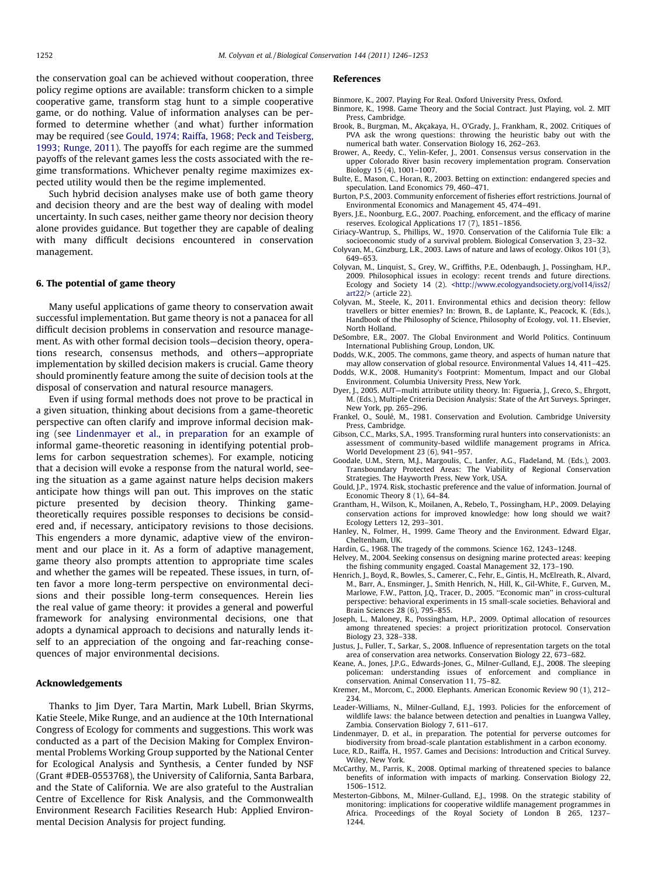the conservation goal can be achieved without cooperation, three policy regime options are available: transform chicken to a simple cooperative game, transform stag hunt to a simple cooperative game, or do nothing. Value of information analyses can be performed to determine whether (and what) further information may be required (see Gould, 1974; Raiffa, 1968; Peck and Teisberg, 1993; Runge, 2011). The payoffs for each regime are the summed payoffs of the relevant games less the costs associated with the regime transformations. Whichever penalty regime maximizes expected utility would then be the regime implemented.

Such hybrid decision analyses make use of both game theory and decision theory and are the best way of dealing with model uncertainty. In such cases, neither game theory nor decision theory alone provides guidance. But together they are capable of dealing with many difficult decisions encountered in conservation management.

## 6. The potential of game theory

Many useful applications of game theory to conservation await successful implementation. But game theory is not a panacea for all difficult decision problems in conservation and resource management. As with other formal decision tools—decision theory, operations research, consensus methods, and others—appropriate implementation by skilled decision makers is crucial. Game theory should prominently feature among the suite of decision tools at the disposal of conservation and natural resource managers.

Even if using formal methods does not prove to be practical in a given situation, thinking about decisions from a game-theoretic perspective can often clarify and improve informal decision making (see Lindenmayer et al., in preparation for an example of informal game-theoretic reasoning in identifying potential problems for carbon sequestration schemes). For example, noticing that a decision will evoke a response from the natural world, seeing the situation as a game against nature helps decision makers anticipate how things will pan out. This improves on the static picture presented by decision theory. Thinking game-theoretically requires possible responses to decisions be considered and, if necessary, anticipatory revisions to those decisions. This engenders a more dynamic, adaptive view of the environment and our place in it. As a form of adaptive management, game theory also prompts attention to appropriate time scales and whether the games will be repeated. These issues, in turn, often favor a more long-term perspective on environmental decisions and their possible long-term consequences. Herein lies the real value of game theory: it provides a general and powerful framework for analysing environmental decisions, one that adopts a dynamical approach to decisions and naturally lends itself to an appreciation of the ongoing and far-reaching consequences of major environmental decisions.

## Acknowledgements

Thanks to Jim Dyer, Tara Martin, Mark Lubell, Brian Skyrms, Katie Steele, Mike Runge, and an audience at the 10th International Congress of Ecology for comments and suggestions. This work was conducted as a part of the Decision Making for Complex Environmental Problems Working Group supported by the National Center for Ecological Analysis and Synthesis, a Center funded by NSF (Grant #DEB-0553768), the University of California, Santa Barbara, and the State of California. We are also grateful to the Australian Centre of Excellence for Risk Analysis, and the Commonwealth Environment Research Facilities Research Hub: Applied Environmental Decision Analysis for project funding.

## References

Binmore, K., 2007. Playing For Real. Oxford University Press, Oxford.

Binmore, K., 1998. Game Theory and the Social Contract. Just Playing, vol. 2. MIT Press, Cambridge.

Brook, B., Burgman, M., Akçakaya, H., O'Grady, J., Frankham, R., 2002. Critiques of PVA ask the wrong questions: throwing the heuristic baby out with the numerical bath water. Conservation Biology 16, 262–263.

Brower, A., Reedy, C., Yelin-Kefer, J., 2001. Consensus versus conservation in the upper Colorado River basin recovery implementation program. Conservation Biology 15 (4), 1001–1007.

Bulte, E., Mason, C., Horan, R., 2003. Betting on extinction: endangered species and speculation. Land Economics 79, 460–471.

Burton, P.S., 2003. Community enforcement of fisheries effort restrictions. Journal of Environmental Economics and Management 45, 474–491.

Byers, J.E., Noonburg, E.G., 2007. Poaching, enforcement, and the efficacy of marine reserves. Ecological Applications 17 (7), 1851–1856.

Ciriacy-Wantrup, S., Phillips, W., 1970. Conservation of the California Tule Elk: a socioeconomic study of a survival problem. Biological Conservation 3, 23–32.

Colyvan, M., Ginzburg, L.R., 2003. Laws of nature and laws of ecology. Oikos 101 (3), 649–653.

Colyvan, M., Linquist, S., Grey, W., Griffiths, P.E., Odenbaugh, J., Possingham, H.P., 2009. Philosophical issues in ecology: recent trends and future directions. Ecology and Society 14 (2). <http://www.ecologyandsociety.org/vol14/iss2/art22/> (article 22).

Colyvan, M., Steele, K., 2011. Environmental ethics and decision theory: fellow travellers or bitter enemies? In: Brown, B., de Laplante, K., Peacock, K. (Eds.), Handbook of the Philosophy of Science, Philosophy of Ecology, vol. 11. Elsevier, North Holland.

DeSombre, E.R., 2007. The Global Environment and World Politics. Continuum International Publishing Group, London, UK.

Dodds, W.K., 2005. The commons, game theory, and aspects of human nature that may allow conservation of global resource. Environmental Values 14, 411–425.

Dodds, W.K., 2008. Humanity's Footprint: Momentum, Impact and our Global Environment. Columbia University Press, New York.

Dyer, J., 2005. AUT—multi attribute utility theory. In: Figueria, J., Greco, S., Ehrgott, M. (Eds.), Multiple Criteria Decision Analysis: State of the Art Surveys. Springer, New York, pp. 265–296.

Frankel, O., Soulé, M., 1981. Conservation and Evolution. Cambridge University Press, Cambridge.

Gibson, C.C., Marks, S.A., 1995. Transforming rural hunters into conservationists: an assessment of community-based wildlife management programs in Africa. World Development 23 (6), 941–957.

Goodale, U.M., Stern, M.J., Margoulis, C., Lanfer, A.G., Fladeland, M. (Eds.), 2003. Transboundary Protected Areas: The Viability of Regional Conservation Strategies. The Hayworth Press, New York, USA.

Gould, J.P., 1974. Risk, stochastic preference and the value of information. Journal of Economic Theory 8 (1), 64–84.

Grantham, H., Wilson, K., Moilanen, A., Rebelo, T., Possingham, H.P., 2009. Delaying conservation actions for improved knowledge: how long should we wait? Ecology Letters 12, 293–301.

Hanley, N., Folmer, H., 1999. Game Theory and the Environment. Edward Elgar, Cheltenham, UK.

Hardin, G., 1968. The tragedy of the commons. Science 162, 1243–1248.

Helvey, M., 2004. Seeking consensus on designing marine protected areas: keeping the fishing community engaged. Coastal Management 32, 173–190.

Henrich, J., Boyd, R., Bowles, S., Camerer, C., Fehr, E., Gintis, H., McElreath, R., Alvard, M., Barr, A., Ensminger, J., Smith Henrich, N., Hill, K., Gil-White, F., Gurven, M., Marlowe, F.W., Patton, J.Q., Tracer, D., 2005. "Economic man" in cross-cultural perspective: behavioral experiments in 15 small-scale societies. Behavioral and Brain Sciences 28 (6), 795–855.

Joseph, L., Maloney, R., Possingham, H.P., 2009. Optimal allocation of resources among threatened species: a project prioritization protocol. Conservation Biology 23, 328–338.

Justus, J., Fuller, T., Sarkar, S., 2008. Influence of representation targets on the total area of conservation area networks. Conservation Biology 22, 673–682.

Keane, A., Jones, J.P.G., Edwards-Jones, G., Milner-Gulland, E.J., 2008. The sleeping policeman: understanding issues of enforcement and compliance in conservation. Animal Conservation 11, 75–82.

Kremer, M., Morcom, C., 2000. Elephants. American Economic Review 90 (1), 212–234.

Leader-Williams, N., Milner-Gulland, E.J., 1993. Policies for the enforcement of wildlife laws: the balance between detection and penalties in Luangwa Valley, Zambia. Conservation Biology 7, 611–617.

Lindenmayer, D. et al., in preparation. The potential for perverse outcomes for biodiversity from broad-scale plantation establishment in a carbon economy.

Luce, R.D., Raiffa, H., 1957. Games and Decisions: Introduction and Critical Survey. Wiley, New York.

McCarthy, M., Parris, K., 2008. Optimal marking of threatened species to balance benefits of information with impacts of marking. Conservation Biology 22, 1506–1512.

Mesterton-Gibbons, M., Milner-Gulland, E.J., 1998. On the strategic stability of monitoring: implications for cooperative wildlife management programmes in Africa. Proceedings of the Royal Society of London B 265, 1237–1244.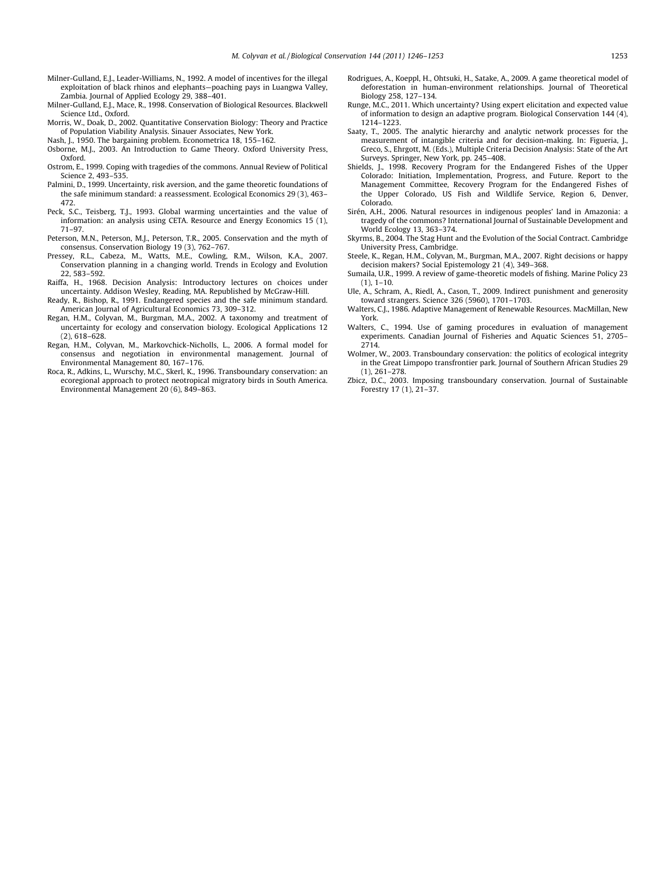Milner-Gulland, E.J., Leader-Williams, N., 1992. A model of incentives for the illegal exploitation of black rhinos and elephants—poaching pays in Luangwa Valley, Zambia. Journal of Applied Ecology 29, 388–401.

Milner-Gulland, E.J., Mace, R., 1998. Conservation of Biological Resources. Blackwell Science Ltd., Oxford.

Morris, W., Doak, D., 2002. Quantitative Conservation Biology: Theory and Practice of Population Viability Analysis. Sinauer Associates, New York.

Nash, J., 1950. The bargaining problem. Econometrica 18, 155–162.

Osborne, M.J., 2003. An Introduction to Game Theory. Oxford University Press, Oxford.

Ostrom, E., 1999. Coping with tragedies of the commons. Annual Review of Political Science 2, 493–535.

Palmini, D., 1999. Uncertainty, risk aversion, and the game theoretic foundations of the safe minimum standard: a reassessment. Ecological Economics 29 (3), 463–472.

Peck, S.C., Teisberg, T.J., 1993. Global warming uncertainties and the value of information: an analysis using CETA. Resource and Energy Economics 15 (1), 71–97.

Peterson, M.N., Peterson, M.J., Peterson, T.R., 2005. Conservation and the myth of consensus. Conservation Biology 19 (3), 762–767.

Pressey, R.L., Cabeza, M., Watts, M.E., Cowling, R.M., Wilson, K.A., 2007. Conservation planning in a changing world. Trends in Ecology and Evolution 22, 583–592.

Raiffa, H., 1968. Decision Analysis: Introductory lectures on choices under uncertainty. Addison Wesley, Reading, MA. Republished by McGraw-Hill.

Ready, R., Bishop, R., 1991. Endangered species and the safe minimum standard. American Journal of Agricultural Economics 73, 309–312.

Regan, H.M., Colyvan, M., Burgman, M.A., 2002. A taxonomy and treatment of uncertainty for ecology and conservation biology. Ecological Applications 12 (2), 618–628.

Regan, H.M., Colyvan, M., Markovchick-Nicholls, L., 2006. A formal model for consensus and negotiation in environmental management. Journal of Environmental Management 80, 167–176.

Roca, R., Adkins, L., Wurschy, M.C., Skerl, K., 1996. Transboundary conservation: an ecoregional approach to protect neotropical migratory birds in South America. Environmental Management 20 (6), 849–863.

Rodrigues, A., Koeppl, H., Ohtsuki, H., Satake, A., 2009. A game theoretical model of deforestation in human-environment relationships. Journal of Theoretical Biology 258, 127–134.

Runge, M.C., 2011. Which uncertainty? Using expert elicitation and expected value of information to design an adaptive program. Biological Conservation 144 (4), 1214–1223.

Saaty, T., 2005. The analytic hierarchy and analytic network processes for the measurement of intangible criteria and for decision-making. In: Figueria, J., Greco, S., Ehrgott, M. (Eds.), Multiple Criteria Decision Analysis: State of the Art Surveys. Springer, New York, pp. 245–408.

Shields, J., 1998. Recovery Program for the Endangered Fishes of the Upper Colorado: Initiation, Implementation, Progress, and Future. Report to the Management Committee, Recovery Program for the Endangered Fishes of the Upper Colorado, US Fish and Wildlife Service, Region 6, Denver, Colorado.

Sirén, A.H., 2006. Natural resources in indigenous peoples' land in Amazonia: a tragedy of the commons? International Journal of Sustainable Development and World Ecology 13, 363–374.

Skyrms, B., 2004. The Stag Hunt and the Evolution of the Social Contract. Cambridge University Press, Cambridge.

Steele, K., Regan, H.M., Colyvan, M., Burgman, M.A., 2007. Right decisions or happy decision makers? Social Epistemology 21 (4), 349–368.

Sumaila, U.R., 1999. A review of game-theoretic models of fishing. Marine Policy 23 (1), 1–10.

Ule, A., Schram, A., Riedl, A., Cason, T., 2009. Indirect punishment and generosity toward strangers. Science 326 (5960), 1701–1703.

Walters, C.J., 1986. Adaptive Management of Renewable Resources. MacMillan, New York.

Walters, C., 1994. Use of gaming procedures in evaluation of management experiments. Canadian Journal of Fisheries and Aquatic Sciences 51, 2705–2714.

Wolmer, W., 2003. Transboundary conservation: the politics of ecological integrity in the Great Limpopo transfrontier park. Journal of Southern African Studies 29 (1), 261–278.

Zbicz, D.C., 2003. Imposing transboundary conservation. Journal of Sustainable Forestry 17 (1), 21–37.